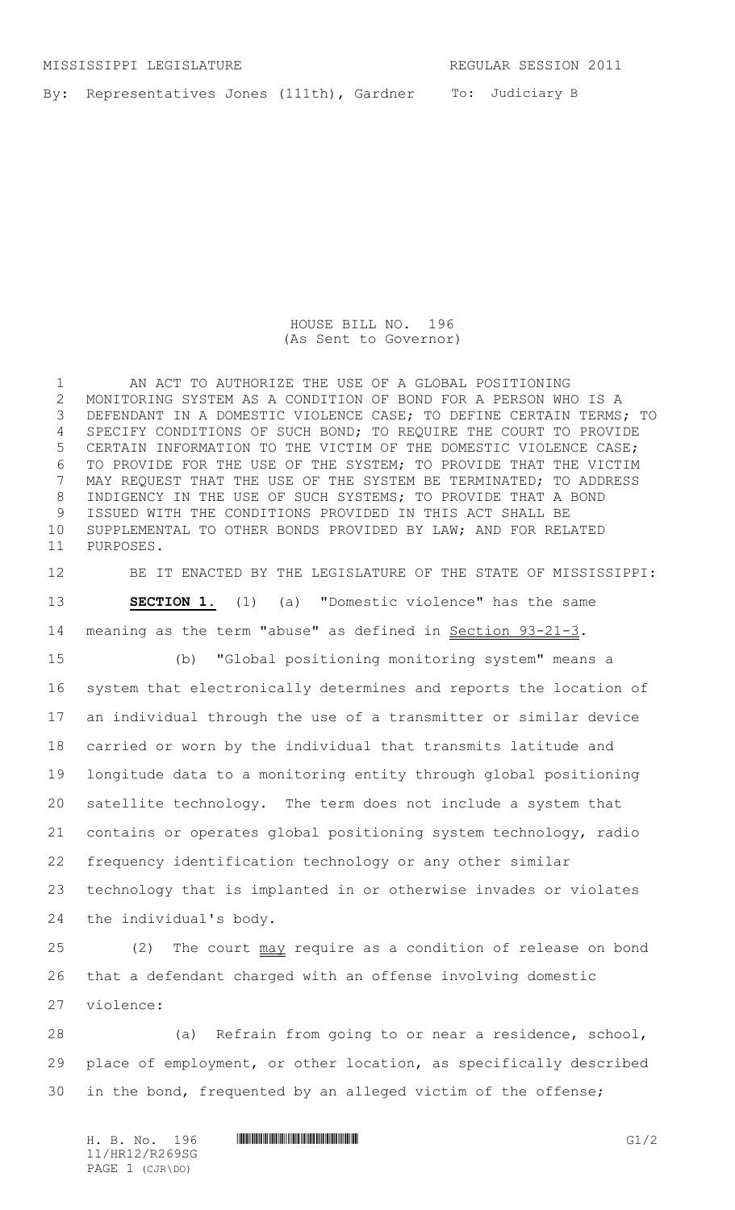MISSISSIPPI LEGISLATURE REGULAR SESSION 2011

By: Representatives Jones (111th), Gardner To: Judiciary B

# HOUSE BILL NO. 196
(As Sent to Governor)

AN ACT TO AUTHORIZE THE USE OF A GLOBAL POSITIONING MONITORING SYSTEM AS A CONDITION OF BOND FOR A PERSON WHO IS A DEFENDANT IN A DOMESTIC VIOLENCE CASE; TO DEFINE CERTAIN TERMS; TO SPECIFY CONDITIONS OF SUCH BOND; TO REQUIRE THE COURT TO PROVIDE CERTAIN INFORMATION TO THE VICTIM OF THE DOMESTIC VIOLENCE CASE; TO PROVIDE FOR THE USE OF THE SYSTEM; TO PROVIDE THAT THE VICTIM MAY REQUEST THAT THE USE OF THE SYSTEM BE TERMINATED; TO ADDRESS INDIGENCY IN THE USE OF SUCH SYSTEMS; TO PROVIDE THAT A BOND ISSUED WITH THE CONDITIONS PROVIDED IN THIS ACT SHALL BE SUPPLEMENTAL TO OTHER BONDS PROVIDED BY LAW; AND FOR RELATED PURPOSES.

BE IT ENACTED BY THE LEGISLATURE OF THE STATE OF MISSISSIPPI:

**SECTION 1.** (1) (a) "Domestic violence" has the same meaning as the term "abuse" as defined in Section 93-21-3.

(b) "Global positioning monitoring system" means a system that electronically determines and reports the location of an individual through the use of a transmitter or similar device carried or worn by the individual that transmits latitude and longitude data to a monitoring entity through global positioning satellite technology. The term does not include a system that contains or operates global positioning system technology, radio frequency identification technology or any other similar technology that is implanted in or otherwise invades or violates the individual's body.

(2) The court may require as a condition of release on bond that a defendant charged with an offense involving domestic violence:

(a) Refrain from going to or near a residence, school, place of employment, or other location, as specifically described in the bond, frequented by an alleged victim of the offense;

H. B. No. 196
11/HR12/R269SG
PAGE 1 (CJR\DO)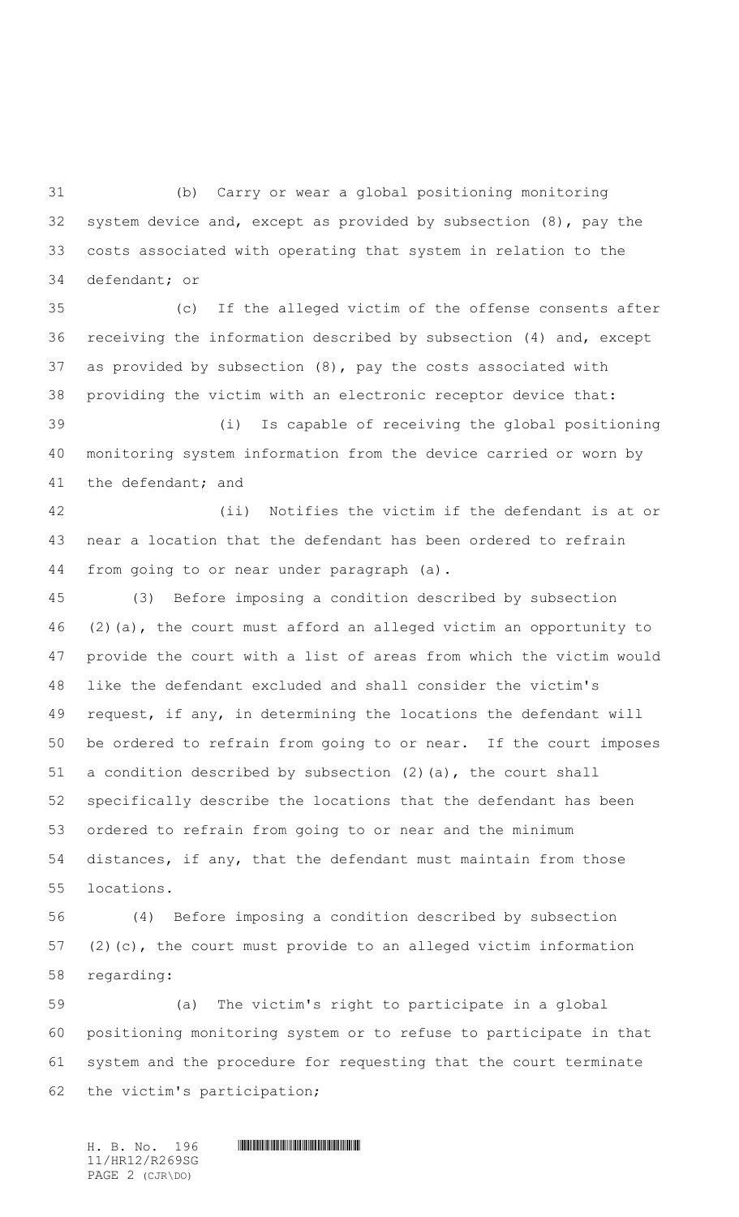(b) Carry or wear a global positioning monitoring system device and, except as provided by subsection (8), pay the costs associated with operating that system in relation to the defendant; or

(c) If the alleged victim of the offense consents after receiving the information described by subsection (4) and, except as provided by subsection (8), pay the costs associated with providing the victim with an electronic receptor device that:

(i) Is capable of receiving the global positioning monitoring system information from the device carried or worn by the defendant; and

(ii) Notifies the victim if the defendant is at or near a location that the defendant has been ordered to refrain from going to or near under paragraph (a).

(3) Before imposing a condition described by subsection (2)(a), the court must afford an alleged victim an opportunity to provide the court with a list of areas from which the victim would like the defendant excluded and shall consider the victim's request, if any, in determining the locations the defendant will be ordered to refrain from going to or near. If the court imposes a condition described by subsection (2)(a), the court shall specifically describe the locations that the defendant has been ordered to refrain from going to or near and the minimum distances, if any, that the defendant must maintain from those locations.

(4) Before imposing a condition described by subsection (2)(c), the court must provide to an alleged victim information regarding:

(a) The victim's right to participate in a global positioning monitoring system or to refuse to participate in that system and the procedure for requesting that the court terminate the victim's participation;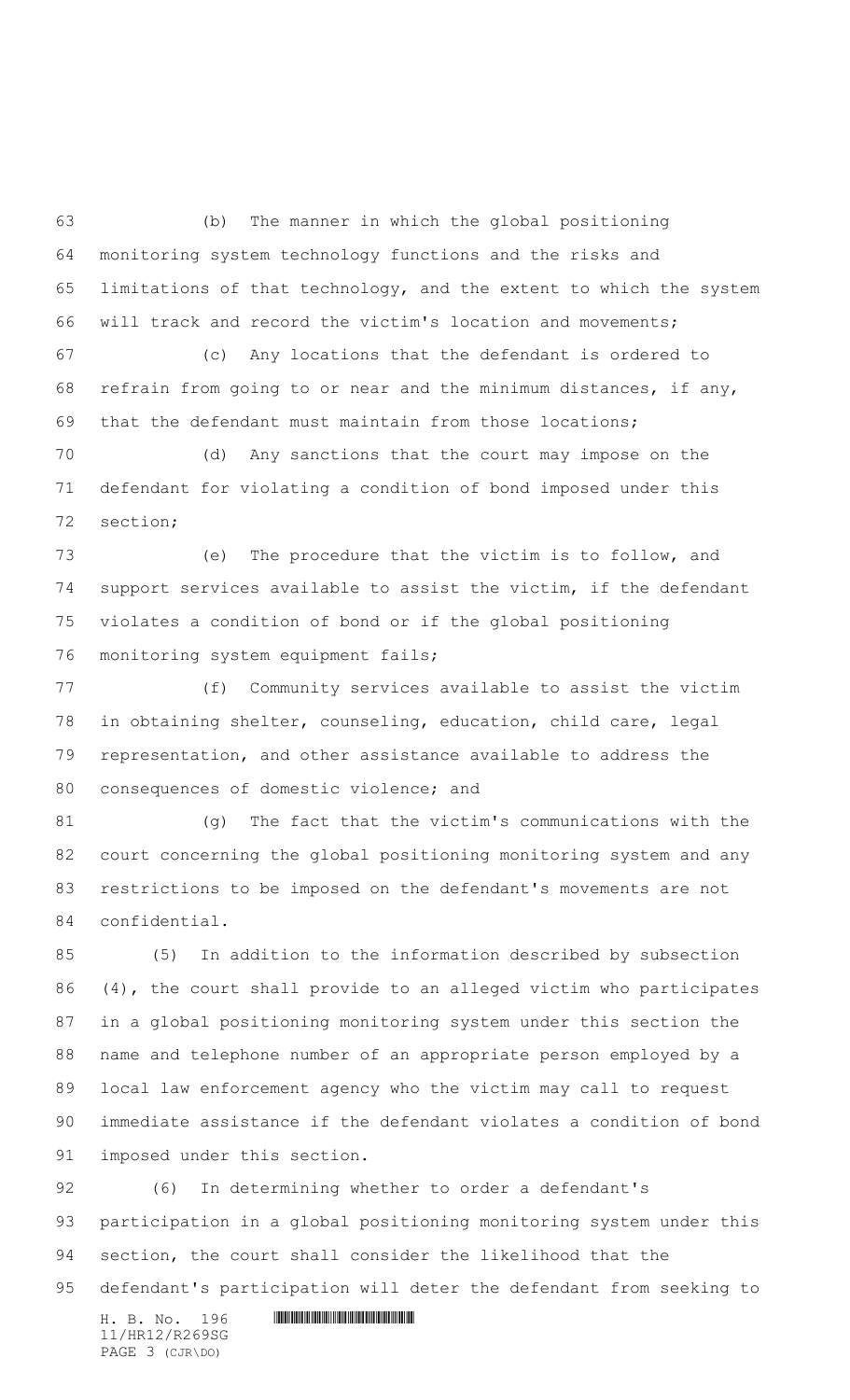(b) The manner in which the global positioning monitoring system technology functions and the risks and limitations of that technology, and the extent to which the system will track and record the victim's location and movements;

(c) Any locations that the defendant is ordered to refrain from going to or near and the minimum distances, if any, that the defendant must maintain from those locations;

(d) Any sanctions that the court may impose on the defendant for violating a condition of bond imposed under this section;

(e) The procedure that the victim is to follow, and support services available to assist the victim, if the defendant violates a condition of bond or if the global positioning monitoring system equipment fails;

(f) Community services available to assist the victim in obtaining shelter, counseling, education, child care, legal representation, and other assistance available to address the consequences of domestic violence; and

(g) The fact that the victim's communications with the court concerning the global positioning monitoring system and any restrictions to be imposed on the defendant's movements are not confidential.

(5) In addition to the information described by subsection (4), the court shall provide to an alleged victim who participates in a global positioning monitoring system under this section the name and telephone number of an appropriate person employed by a local law enforcement agency who the victim may call to request immediate assistance if the defendant violates a condition of bond imposed under this section.

(6) In determining whether to order a defendant's participation in a global positioning monitoring system under this section, the court shall consider the likelihood that the defendant's participation will deter the defendant from seeking to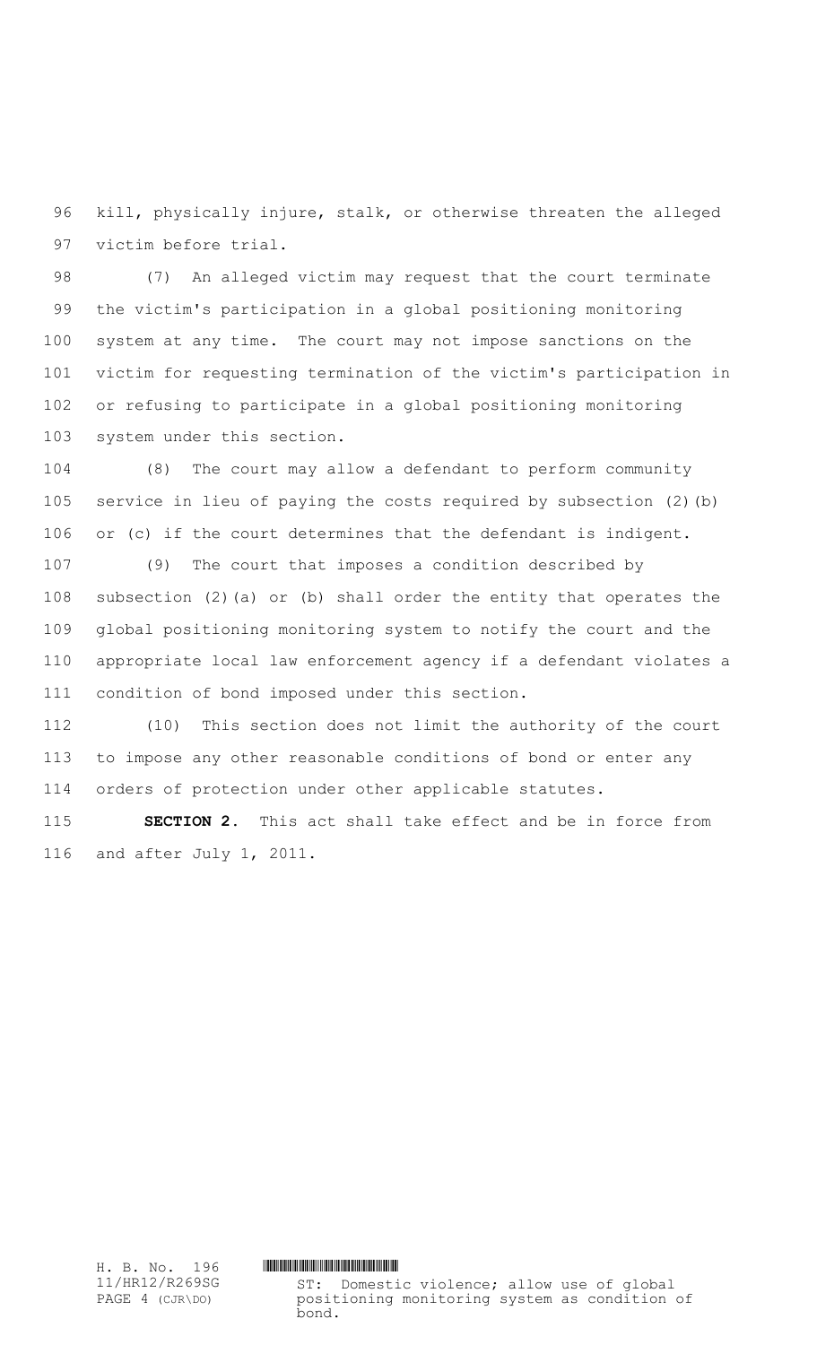kill, physically injure, stalk, or otherwise threaten the alleged victim before trial.

(7) An alleged victim may request that the court terminate the victim's participation in a global positioning monitoring system at any time. The court may not impose sanctions on the victim for requesting termination of the victim's participation in or refusing to participate in a global positioning monitoring system under this section.

(8) The court may allow a defendant to perform community service in lieu of paying the costs required by subsection (2)(b) or (c) if the court determines that the defendant is indigent.

(9) The court that imposes a condition described by subsection (2)(a) or (b) shall order the entity that operates the global positioning monitoring system to notify the court and the appropriate local law enforcement agency if a defendant violates a condition of bond imposed under this section.

(10) This section does not limit the authority of the court to impose any other reasonable conditions of bond or enter any orders of protection under other applicable statutes.

**SECTION 2.** This act shall take effect and be in force from and after July 1, 2011.

H. B. No. 196
11/HR12/R269SG
PAGE 4 (CJR\DO)

ST: Domestic violence; allow use of global positioning monitoring system as condition of bond.